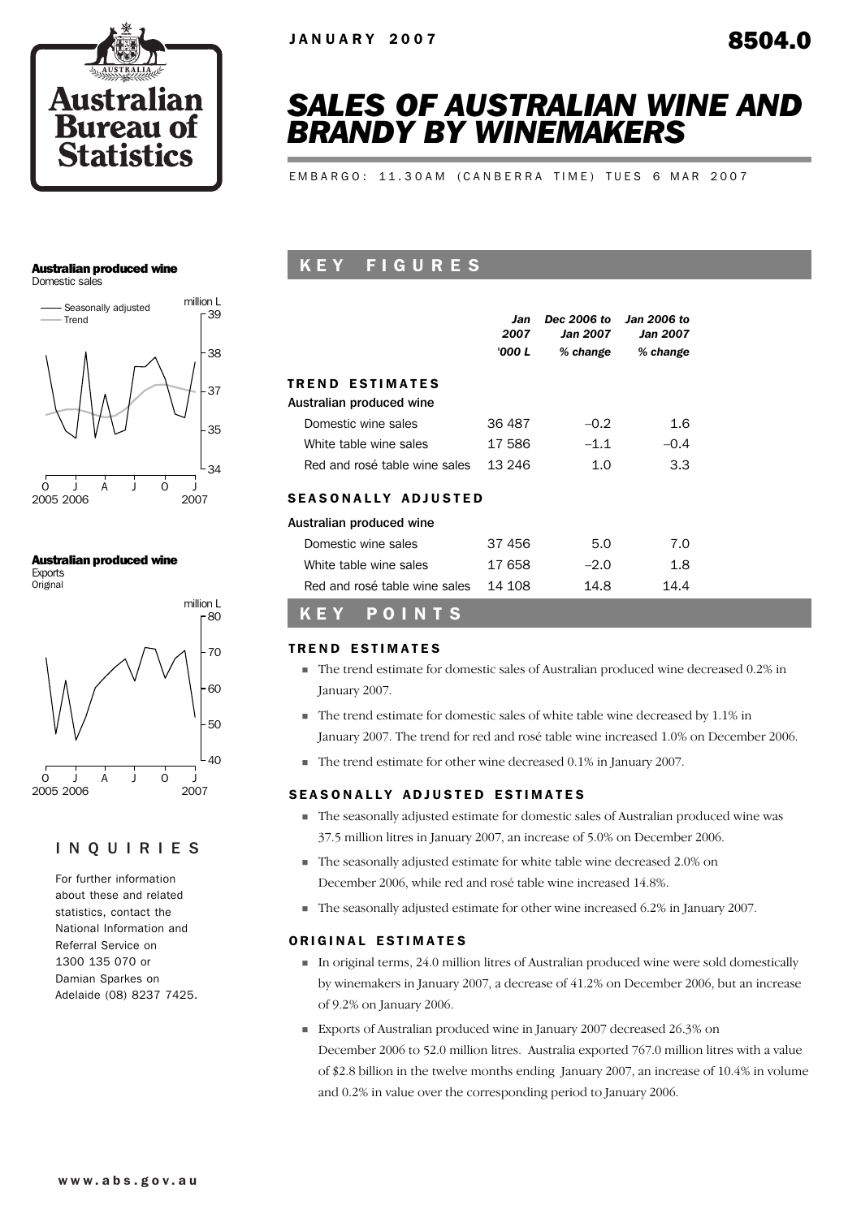JANUARY 2007

8504.0

# SALES OF AUSTRALIAN WINE AND BRANDY BY WINEMAKERS

EMBARGO: 11.30AM (CANBERRA TIME) TUES 6 MAR 2007

**Australian produced wine**
Domestic sales

**Australian produced wine**
Exports
Original

## INQUIRIES

For further information about these and related statistics, contact the National Information and Referral Service on 1300 135 070 or Damian Sparkes on Adelaide (08) 8237 7425.

## KEY FIGURES

| | *Jan 2007* | *Dec 2006 to Jan 2007* | *Jan 2006 to Jan 2007* |
|---|---|---|---|
| | *'000 L* | *% change* | *% change* |
| **TREND ESTIMATES** | | | |
| Australian produced wine | | | |
| Domestic wine sales | 36 487 | –0.2 | 1.6 |
| White table wine sales | 17 586 | –1.1 | –0.4 |
| Red and rosé table wine sales | 13 246 | 1.0 | 3.3 |
| **SEASONALLY ADJUSTED** | | | |
| Australian produced wine | | | |
| Domestic wine sales | 37 456 | 5.0 | 7.0 |
| White table wine sales | 17 658 | –2.0 | 1.8 |
| Red and rosé table wine sales | 14 108 | 14.8 | 14.4 |

## KEY POINTS

### TREND ESTIMATES

- The trend estimate for domestic sales of Australian produced wine decreased 0.2% in January 2007.
- The trend estimate for domestic sales of white table wine decreased by 1.1% in January 2007. The trend for red and rosé table wine increased 1.0% on December 2006.
- The trend estimate for other wine decreased 0.1% in January 2007.

### SEASONALLY ADJUSTED ESTIMATES

- The seasonally adjusted estimate for domestic sales of Australian produced wine was 37.5 million litres in January 2007, an increase of 5.0% on December 2006.
- The seasonally adjusted estimate for white table wine decreased 2.0% on December 2006, while red and rosé table wine increased 14.8%.
- The seasonally adjusted estimate for other wine increased 6.2% in January 2007.

### ORIGINAL ESTIMATES

- In original terms, 24.0 million litres of Australian produced wine were sold domestically by winemakers in January 2007, a decrease of 41.2% on December 2006, but an increase of 9.2% on January 2006.
- Exports of Australian produced wine in January 2007 decreased 26.3% on December 2006 to 52.0 million litres. Australia exported 767.0 million litres with a value of $2.8 billion in the twelve months ending January 2007, an increase of 10.4% in volume and 0.2% in value over the corresponding period to January 2006.

www.abs.gov.au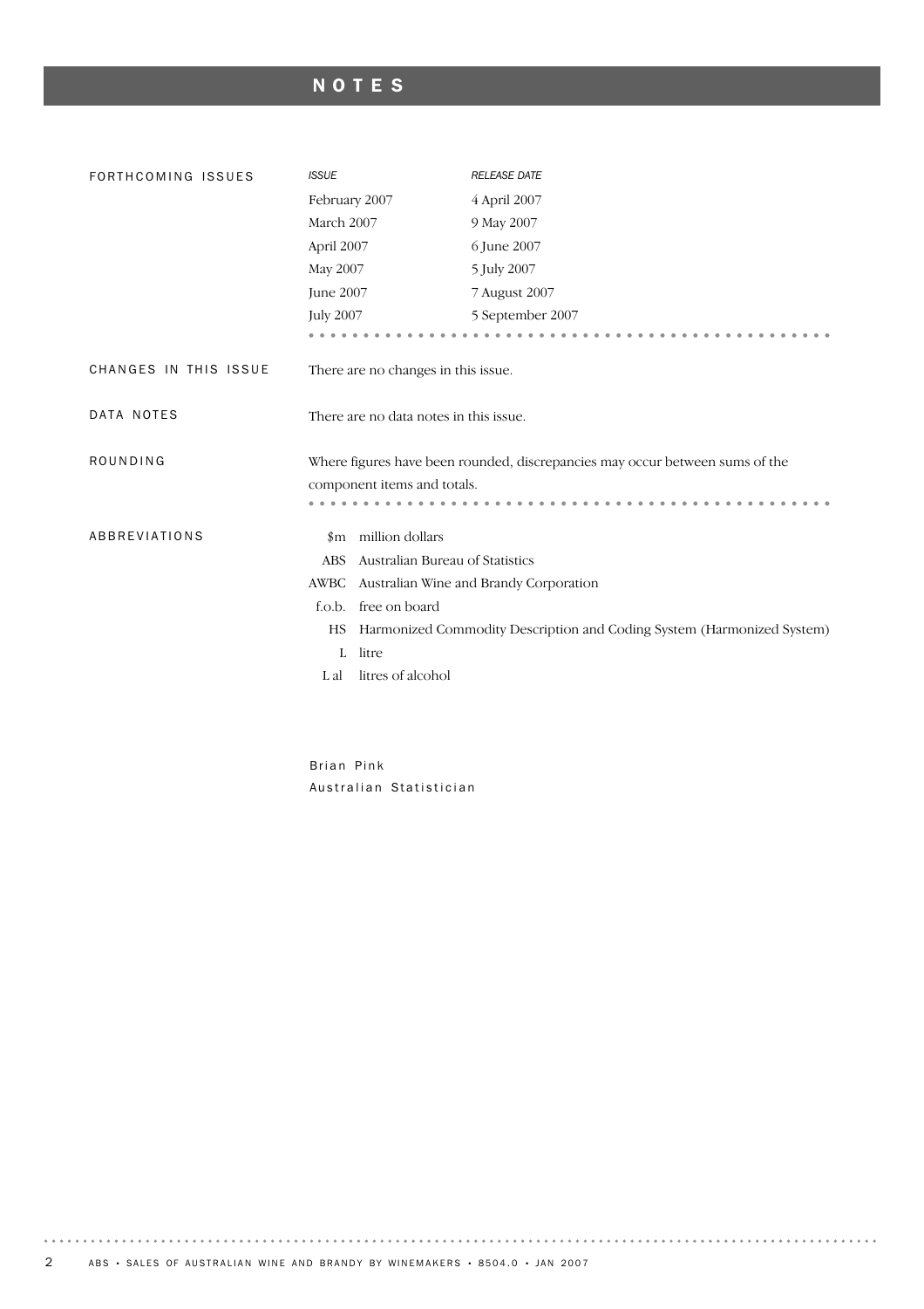# NOTES

## FORTHCOMING ISSUES

| *ISSUE* | *RELEASE DATE* |
| --- | --- |
| February 2007 | 4 April 2007 |
| March 2007 | 9 May 2007 |
| April 2007 | 6 June 2007 |
| May 2007 | 5 July 2007 |
| June 2007 | 7 August 2007 |
| July 2007 | 5 September 2007 |

## CHANGES IN THIS ISSUE

There are no changes in this issue.

## DATA NOTES

There are no data notes in this issue.

## ROUNDING

Where figures have been rounded, discrepancies may occur between sums of the component items and totals.

## ABBREVIATIONS

| | |
| --- | --- |
| $m | million dollars |
| ABS | Australian Bureau of Statistics |
| AWBC | Australian Wine and Brandy Corporation |
| f.o.b. | free on board |
| HS | Harmonized Commodity Description and Coding System (Harmonized System) |
| L | litre |
| L al | litres of alcohol |

Brian Pink
Australian Statistician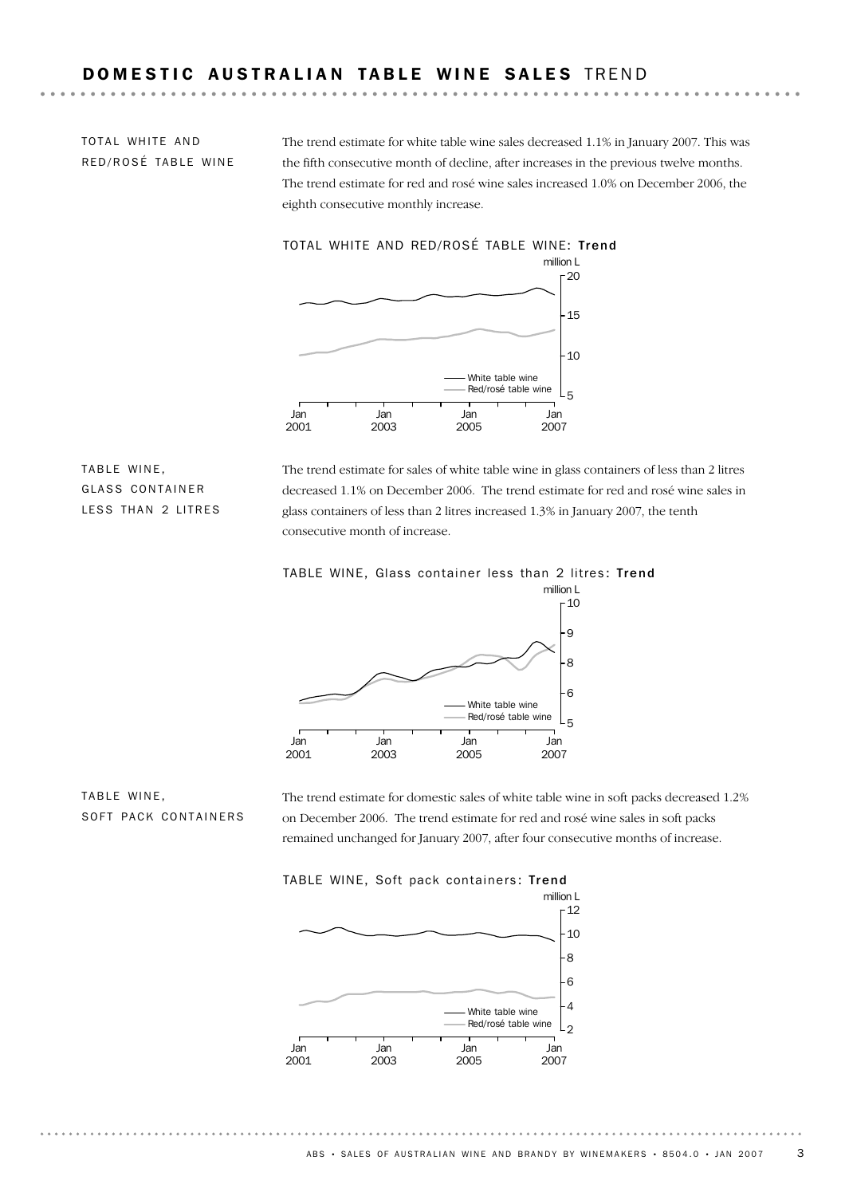# DOMESTIC AUSTRALIAN TABLE WINE SALES TREND

### TOTAL WHITE AND RED/ROSÉ TABLE WINE

The trend estimate for white table wine sales decreased 1.1% in January 2007. This was the fifth consecutive month of decline, after increases in the previous twelve months. The trend estimate for red and rosé wine sales increased 1.0% on December 2006, the eighth consecutive monthly increase.

TOTAL WHITE AND RED/ROSÉ TABLE WINE: **Trend**

### TABLE WINE, GLASS CONTAINER LESS THAN 2 LITRES

The trend estimate for sales of white table wine in glass containers of less than 2 litres decreased 1.1% on December 2006. The trend estimate for red and rosé wine sales in glass containers of less than 2 litres increased 1.3% in January 2007, the tenth consecutive month of increase.

TABLE WINE, Glass container less than 2 litres: **Trend**

### TABLE WINE, SOFT PACK CONTAINERS

The trend estimate for domestic sales of white table wine in soft packs decreased 1.2% on December 2006. The trend estimate for red and rosé wine sales in soft packs remained unchanged for January 2007, after four consecutive months of increase.

TABLE WINE, Soft pack containers: **Trend**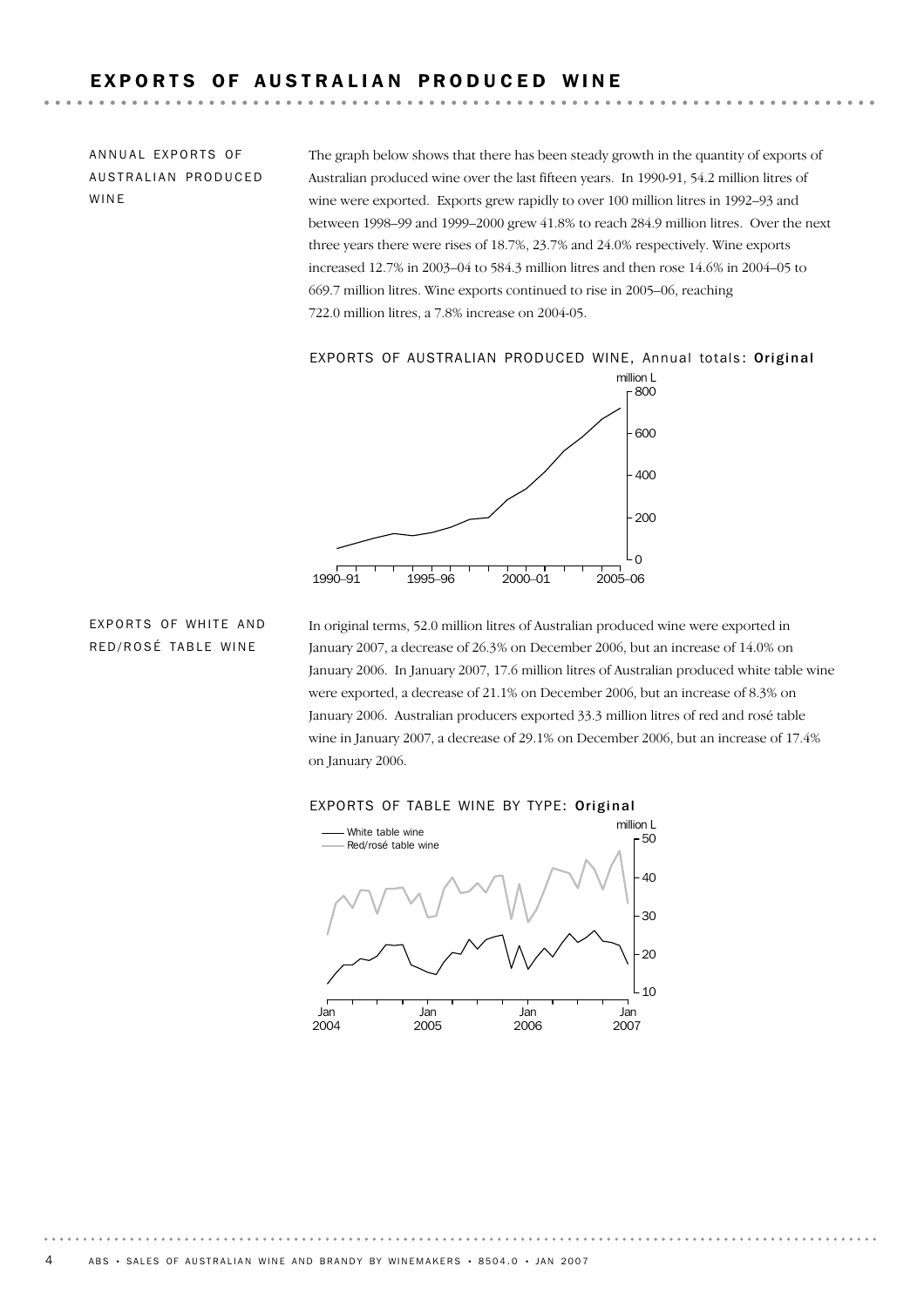# EXPORTS OF AUSTRALIAN PRODUCED WINE

## ANNUAL EXPORTS OF AUSTRALIAN PRODUCED WINE

The graph below shows that there has been steady growth in the quantity of exports of Australian produced wine over the last fifteen years. In 1990-91, 54.2 million litres of wine were exported. Exports grew rapidly to over 100 million litres in 1992–93 and between 1998–99 and 1999–2000 grew 41.8% to reach 284.9 million litres. Over the next three years there were rises of 18.7%, 23.7% and 24.0% respectively. Wine exports increased 12.7% in 2003–04 to 584.3 million litres and then rose 14.6% in 2004–05 to 669.7 million litres. Wine exports continued to rise in 2005–06, reaching 722.0 million litres, a 7.8% increase on 2004-05.

EXPORTS OF AUSTRALIAN PRODUCED WINE, Annual totals: **Original**

## EXPORTS OF WHITE AND RED/ROSÉ TABLE WINE

In original terms, 52.0 million litres of Australian produced wine were exported in January 2007, a decrease of 26.3% on December 2006, but an increase of 14.0% on January 2006. In January 2007, 17.6 million litres of Australian produced white table wine were exported, a decrease of 21.1% on December 2006, but an increase of 8.3% on January 2006. Australian producers exported 33.3 million litres of red and rosé table wine in January 2007, a decrease of 29.1% on December 2006, but an increase of 17.4% on January 2006.

EXPORTS OF TABLE WINE BY TYPE: **Original**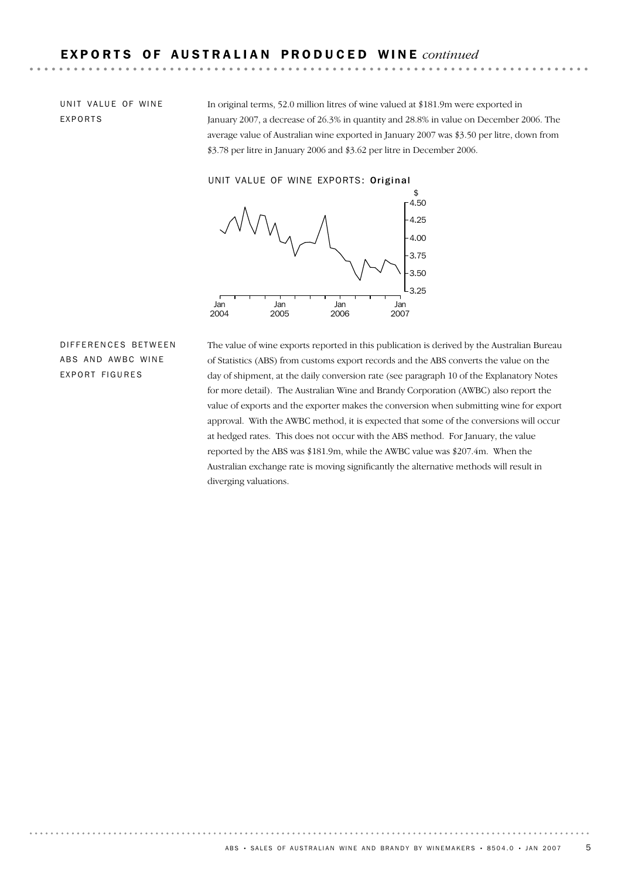## EXPORTS OF AUSTRALIAN PRODUCED WINE *continued*

### UNIT VALUE OF WINE EXPORTS

In original terms, 52.0 million litres of wine valued at $181.9m were exported in January 2007, a decrease of 26.3% in quantity and 28.8% in value on December 2006. The average value of Australian wine exported in January 2007 was $3.50 per litre, down from $3.78 per litre in January 2006 and $3.62 per litre in December 2006.

UNIT VALUE OF WINE EXPORTS: **Original**

### DIFFERENCES BETWEEN ABS AND AWBC WINE EXPORT FIGURES

The value of wine exports reported in this publication is derived by the Australian Bureau of Statistics (ABS) from customs export records and the ABS converts the value on the day of shipment, at the daily conversion rate (see paragraph 10 of the Explanatory Notes for more detail). The Australian Wine and Brandy Corporation (AWBC) also report the value of exports and the exporter makes the conversion when submitting wine for export approval. With the AWBC method, it is expected that some of the conversions will occur at hedged rates. This does not occur with the ABS method. For January, the value reported by the ABS was $181.9m, while the AWBC value was $207.4m. When the Australian exchange rate is moving significantly the alternative methods will result in diverging valuations.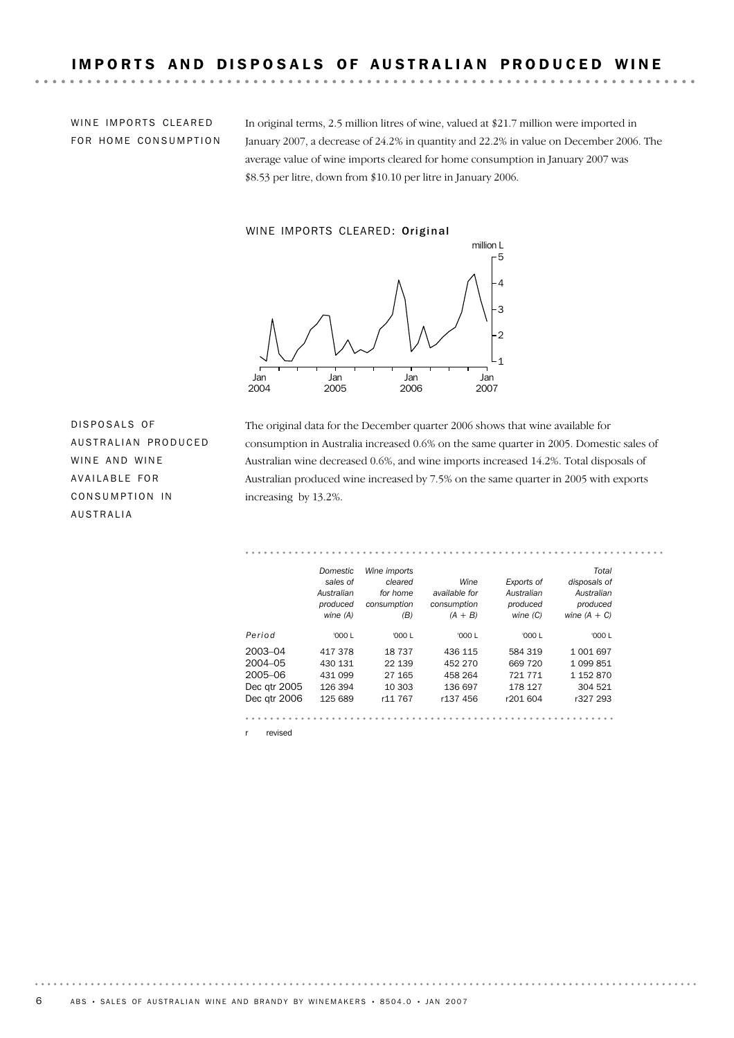# IMPORTS AND DISPOSALS OF AUSTRALIAN PRODUCED WINE

## WINE IMPORTS CLEARED FOR HOME CONSUMPTION

In original terms, 2.5 million litres of wine, valued at $21.7 million were imported in January 2007, a decrease of 24.2% in quantity and 22.2% in value on December 2006. The average value of wine imports cleared for home consumption in January 2007 was $8.53 per litre, down from $10.10 per litre in January 2006.

WINE IMPORTS CLEARED: **Original**

## DISPOSALS OF AUSTRALIAN PRODUCED WINE AND WINE AVAILABLE FOR CONSUMPTION IN AUSTRALIA

The original data for the December quarter 2006 shows that wine available for consumption in Australia increased 0.6% on the same quarter in 2005. Domestic sales of Australian wine decreased 0.6%, and wine imports increased 14.2%. Total disposals of Australian produced wine increased by 7.5% on the same quarter in 2005 with exports increasing by 13.2%.

| Period | *Domestic sales of Australian produced wine (A)* | *Wine imports cleared for home consumption (B)* | *Wine available for consumption (A + B)* | *Exports of Australian produced wine (C)* | *Total disposals of Australian produced wine (A + C)* |
|---|---|---|---|---|---|
| | '000 L | '000 L | '000 L | '000 L | '000 L |
| 2003–04 | 417 378 | 18 737 | 436 115 | 584 319 | 1 001 697 |
| 2004–05 | 430 131 | 22 139 | 452 270 | 669 720 | 1 099 851 |
| 2005–06 | 431 099 | 27 165 | 458 264 | 721 771 | 1 152 870 |
| Dec qtr 2005 | 126 394 | 10 303 | 136 697 | 178 127 | 304 521 |
| Dec qtr 2006 | 125 689 | r11 767 | r137 456 | r201 604 | r327 293 |

r revised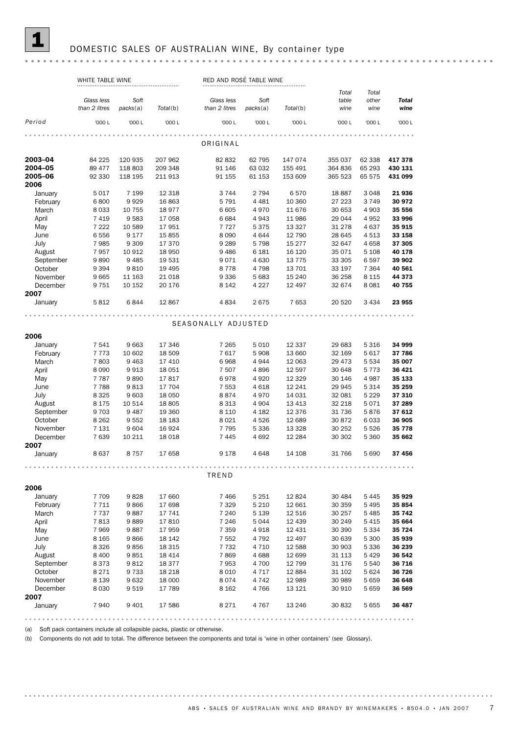# 1 DOMESTIC SALES OF AUSTRALIAN WINE, By container type

| | WHITE TABLE WINE | | | RED AND ROSÉ TABLE WINE | | | | | |
|---|---|---|---|---|---|---|---|---|---|
| | *Glass less than 2 litres* | *Soft packs*(a) | *Total*(b) | *Glass less than 2 litres* | *Soft packs*(a) | *Total*(b) | *Total table wine* | *Total other wine* | ***Total wine*** |
| *Period* | '000 L | '000 L | '000 L | '000 L | '000 L | '000 L | '000 L | '000 L | '000 L |
| | | | | ORIGINAL | | | | | |
| **2003–04** | 84 225 | 120 935 | 207 962 | 82 832 | 62 795 | 147 074 | 355 037 | 62 338 | **417 378** |
| **2004–05** | 89 477 | 118 803 | 209 348 | 91 146 | 63 032 | 155 491 | 364 836 | 65 293 | **430 131** |
| **2005–06** | 92 330 | 118 195 | 211 913 | 91 155 | 61 153 | 153 609 | 365 523 | 65 575 | **431 099** |
| **2006** | | | | | | | | | |
| January | 5 017 | 7 199 | 12 318 | 3 744 | 2 794 | 6 570 | 18 887 | 3 048 | **21 936** |
| February | 6 800 | 9 929 | 16 863 | 5 791 | 4 481 | 10 360 | 27 223 | 3 749 | **30 972** |
| March | 8 033 | 10 755 | 18 977 | 6 605 | 4 970 | 11 676 | 30 653 | 4 903 | **35 556** |
| April | 7 419 | 9 583 | 17 058 | 6 684 | 4 943 | 11 986 | 29 044 | 4 952 | **33 996** |
| May | 7 222 | 10 589 | 17 951 | 7 727 | 5 375 | 13 327 | 31 278 | 4 637 | **35 915** |
| June | 6 556 | 9 177 | 15 855 | 8 090 | 4 644 | 12 790 | 28 645 | 4 513 | **33 158** |
| July | 7 985 | 9 309 | 17 370 | 9 289 | 5 798 | 15 277 | 32 647 | 4 658 | **37 305** |
| August | 7 957 | 10 912 | 18 950 | 9 486 | 6 181 | 16 120 | 35 071 | 5 108 | **40 178** |
| September | 9 890 | 9 485 | 19 531 | 9 071 | 4 630 | 13 775 | 33 305 | 6 597 | **39 902** |
| October | 9 394 | 9 810 | 19 495 | 8 778 | 4 798 | 13 701 | 33 197 | 7 364 | **40 561** |
| November | 9 665 | 11 163 | 21 018 | 9 336 | 5 683 | 15 240 | 36 258 | 8 115 | **44 373** |
| December | 9 751 | 10 152 | 20 176 | 8 142 | 4 227 | 12 497 | 32 674 | 8 081 | **40 755** |
| **2007** | | | | | | | | | |
| January | 5 812 | 6 844 | 12 867 | 4 834 | 2 675 | 7 653 | 20 520 | 3 434 | **23 955** |
| | | | | SEASONALLY ADJUSTED | | | | | |
| **2006** | | | | | | | | | |
| January | 7 541 | 9 663 | 17 346 | 7 265 | 5 010 | 12 337 | 29 683 | 5 316 | **34 999** |
| February | 7 773 | 10 602 | 18 509 | 7 617 | 5 908 | 13 660 | 32 169 | 5 617 | **37 786** |
| March | 7 803 | 9 463 | 17 410 | 6 968 | 4 944 | 12 063 | 29 473 | 5 534 | **35 007** |
| April | 8 090 | 9 913 | 18 051 | 7 507 | 4 896 | 12 597 | 30 648 | 5 773 | **36 421** |
| May | 7 787 | 9 890 | 17 817 | 6 978 | 4 920 | 12 329 | 30 146 | 4 987 | **35 133** |
| June | 7 788 | 9 813 | 17 704 | 7 553 | 4 618 | 12 241 | 29 945 | 5 314 | **35 259** |
| July | 8 325 | 9 603 | 18 050 | 8 874 | 4 970 | 14 031 | 32 081 | 5 229 | **37 310** |
| August | 8 175 | 10 514 | 18 805 | 8 313 | 4 904 | 13 413 | 32 218 | 5 071 | **37 289** |
| September | 9 703 | 9 487 | 19 360 | 8 110 | 4 182 | 12 376 | 31 736 | 5 876 | **37 612** |
| October | 8 262 | 9 552 | 18 183 | 8 021 | 4 526 | 12 689 | 30 872 | 6 033 | **36 905** |
| November | 7 131 | 9 604 | 16 924 | 7 795 | 5 336 | 13 328 | 30 252 | 5 526 | **35 778** |
| December | 7 639 | 10 211 | 18 018 | 7 445 | 4 692 | 12 284 | 30 302 | 5 360 | **35 662** |
| **2007** | | | | | | | | | |
| January | 8 637 | 8 757 | 17 658 | 9 178 | 4 648 | 14 108 | 31 766 | 5 690 | **37 456** |
| | | | | TREND | | | | | |
| **2006** | | | | | | | | | |
| January | 7 709 | 9 828 | 17 660 | 7 466 | 5 251 | 12 824 | 30 484 | 5 445 | **35 929** |
| February | 7 711 | 9 866 | 17 698 | 7 329 | 5 210 | 12 661 | 30 359 | 5 495 | **35 854** |
| March | 7 737 | 9 887 | 17 741 | 7 240 | 5 139 | 12 516 | 30 257 | 5 485 | **35 742** |
| April | 7 813 | 9 889 | 17 810 | 7 246 | 5 044 | 12 439 | 30 249 | 5 415 | **35 664** |
| May | 7 969 | 9 887 | 17 959 | 7 359 | 4 918 | 12 431 | 30 390 | 5 334 | **35 724** |
| June | 8 165 | 9 866 | 18 142 | 7 552 | 4 792 | 12 497 | 30 639 | 5 300 | **35 939** |
| July | 8 326 | 9 856 | 18 315 | 7 732 | 4 710 | 12 588 | 30 903 | 5 336 | **36 239** |
| August | 8 400 | 9 851 | 18 414 | 7 869 | 4 688 | 12 699 | 31 113 | 5 429 | **36 542** |
| September | 8 373 | 9 812 | 18 377 | 7 953 | 4 700 | 12 799 | 31 176 | 5 540 | **36 716** |
| October | 8 271 | 9 733 | 18 218 | 8 010 | 4 717 | 12 884 | 31 102 | 5 624 | **36 726** |
| November | 8 139 | 9 632 | 18 000 | 8 074 | 4 742 | 12 989 | 30 989 | 5 659 | **36 648** |
| December | 8 030 | 9 519 | 17 789 | 8 162 | 4 766 | 13 121 | 30 910 | 5 659 | **36 569** |
| **2007** | | | | | | | | | |
| January | 7 940 | 9 401 | 17 586 | 8 271 | 4 767 | 13 246 | 30 832 | 5 655 | **36 487** |

(a) Soft pack containers include all collapsible packs, plastic or otherwise.

(b) Components do not add to total. The difference between the components and total is 'wine in other containers' (see Glossary).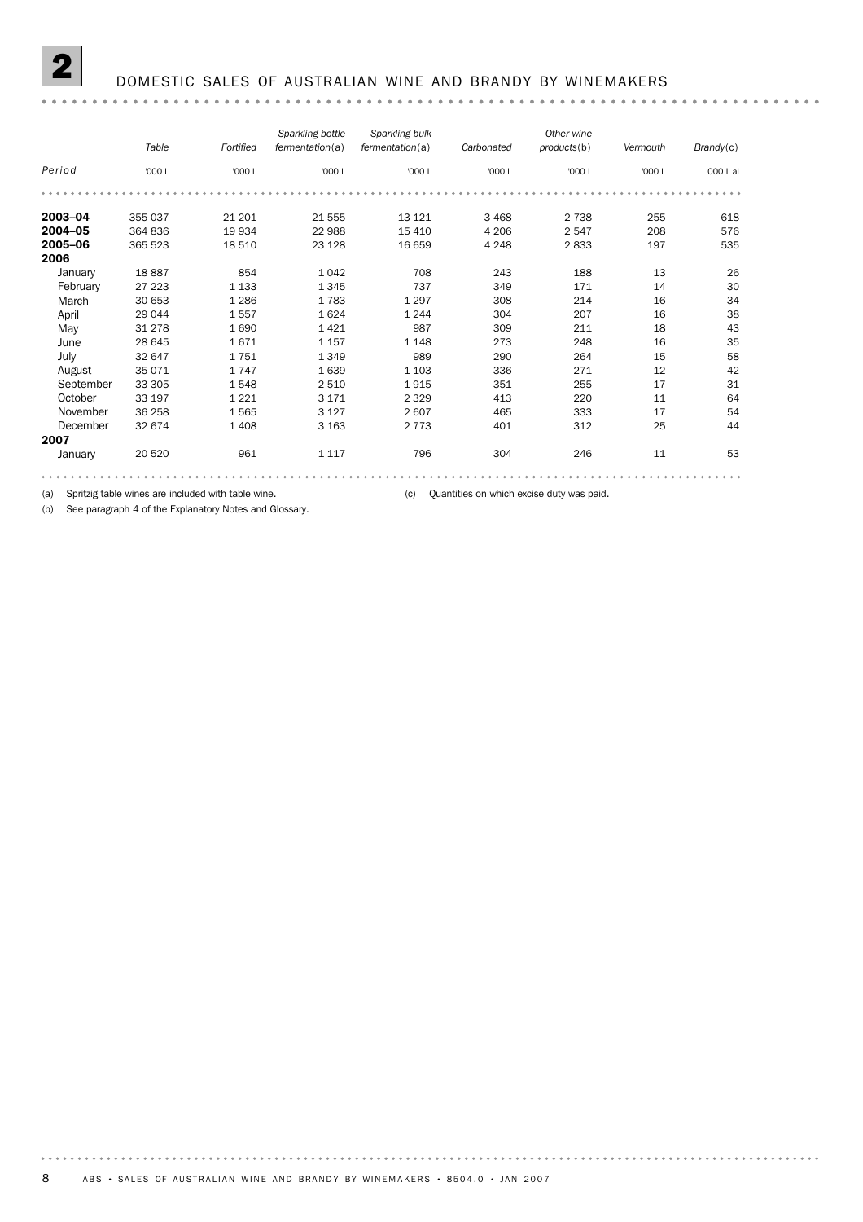## 2 DOMESTIC SALES OF AUSTRALIAN WINE AND BRANDY BY WINEMAKERS

| Period | Table | Fortified | Sparkling bottle fermentation(a) | Sparkling bulk fermentation(a) | Carbonated | Other wine products(b) | Vermouth | Brandy(c) |
|---|---|---|---|---|---|---|---|---|
| | '000 L | '000 L | '000 L | '000 L | '000 L | '000 L | '000 L | '000 L al |
| **2003–04** | 355 037 | 21 201 | 21 555 | 13 121 | 3 468 | 2 738 | 255 | 618 |
| **2004–05** | 364 836 | 19 934 | 22 988 | 15 410 | 4 206 | 2 547 | 208 | 576 |
| **2005–06** | 365 523 | 18 510 | 23 128 | 16 659 | 4 248 | 2 833 | 197 | 535 |
| **2006** | | | | | | | | |
| January | 18 887 | 854 | 1 042 | 708 | 243 | 188 | 13 | 26 |
| February | 27 223 | 1 133 | 1 345 | 737 | 349 | 171 | 14 | 30 |
| March | 30 653 | 1 286 | 1 783 | 1 297 | 308 | 214 | 16 | 34 |
| April | 29 044 | 1 557 | 1 624 | 1 244 | 304 | 207 | 16 | 38 |
| May | 31 278 | 1 690 | 1 421 | 987 | 309 | 211 | 18 | 43 |
| June | 28 645 | 1 671 | 1 157 | 1 148 | 273 | 248 | 16 | 35 |
| July | 32 647 | 1 751 | 1 349 | 989 | 290 | 264 | 15 | 58 |
| August | 35 071 | 1 747 | 1 639 | 1 103 | 336 | 271 | 12 | 42 |
| September | 33 305 | 1 548 | 2 510 | 1 915 | 351 | 255 | 17 | 31 |
| October | 33 197 | 1 221 | 3 171 | 2 329 | 413 | 220 | 11 | 64 |
| November | 36 258 | 1 565 | 3 127 | 2 607 | 465 | 333 | 17 | 54 |
| December | 32 674 | 1 408 | 3 163 | 2 773 | 401 | 312 | 25 | 44 |
| **2007** | | | | | | | | |
| January | 20 520 | 961 | 1 117 | 796 | 304 | 246 | 11 | 53 |

(a) Spritzig table wines are included with table wine.

(b) See paragraph 4 of the Explanatory Notes and Glossary.

(c) Quantities on which excise duty was paid.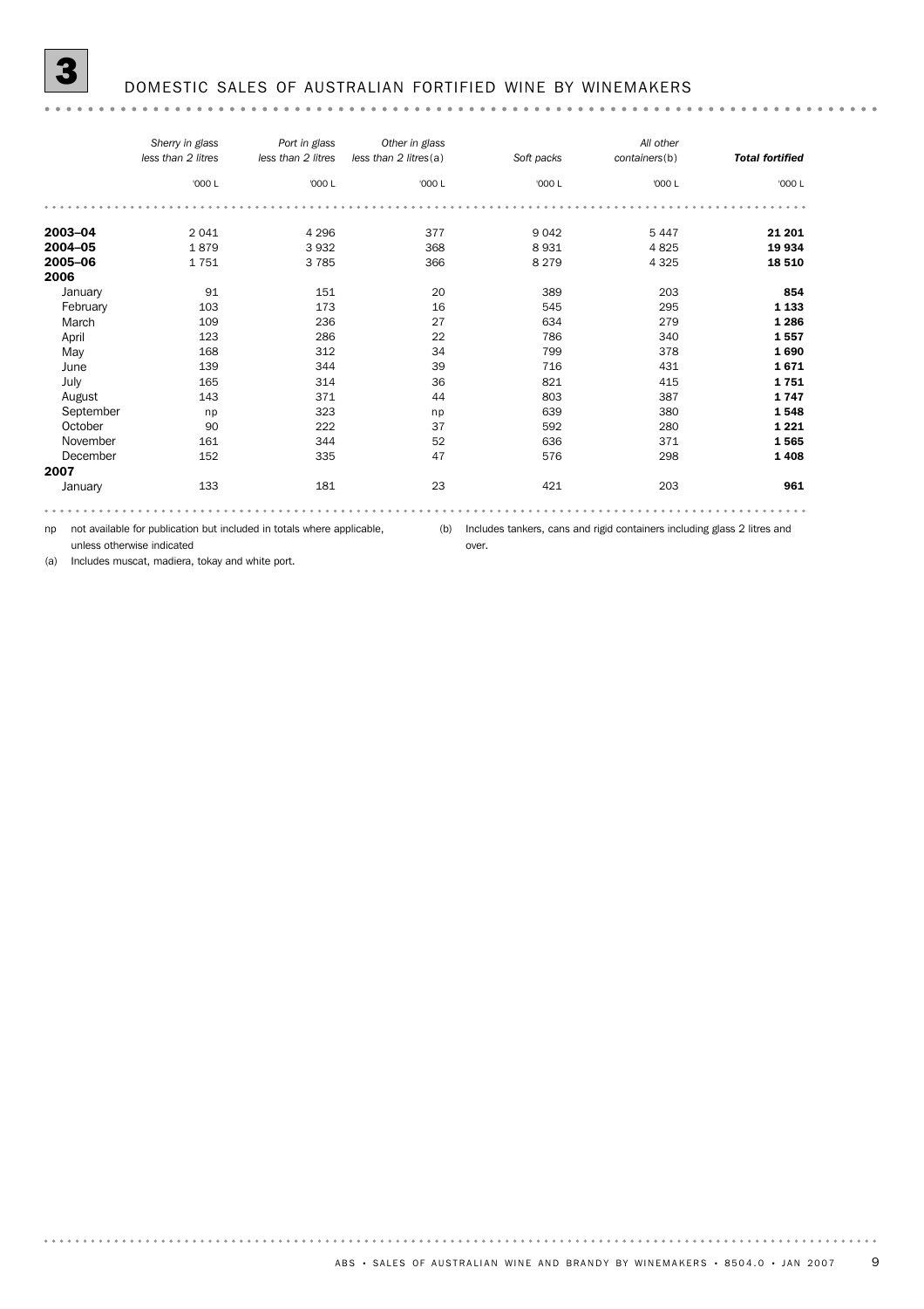# 3 DOMESTIC SALES OF AUSTRALIAN FORTIFIED WINE BY WINEMAKERS

| | *Sherry in glass less than 2 litres* | *Port in glass less than 2 litres* | *Other in glass less than 2 litres(a)* | *Soft packs* | *All other containers(b)* | ***Total fortified*** |
|---|---|---|---|---|---|---|
| | '000 L | '000 L | '000 L | '000 L | '000 L | '000 L |
| **2003–04** | 2 041 | 4 296 | 377 | 9 042 | 5 447 | **21 201** |
| **2004–05** | 1 879 | 3 932 | 368 | 8 931 | 4 825 | **19 934** |
| **2005–06** | 1 751 | 3 785 | 366 | 8 279 | 4 325 | **18 510** |
| **2006** | | | | | | |
| January | 91 | 151 | 20 | 389 | 203 | **854** |
| February | 103 | 173 | 16 | 545 | 295 | **1 133** |
| March | 109 | 236 | 27 | 634 | 279 | **1 286** |
| April | 123 | 286 | 22 | 786 | 340 | **1 557** |
| May | 168 | 312 | 34 | 799 | 378 | **1 690** |
| June | 139 | 344 | 39 | 716 | 431 | **1 671** |
| July | 165 | 314 | 36 | 821 | 415 | **1 751** |
| August | 143 | 371 | 44 | 803 | 387 | **1 747** |
| September | np | 323 | np | 639 | 380 | **1 548** |
| October | 90 | 222 | 37 | 592 | 280 | **1 221** |
| November | 161 | 344 | 52 | 636 | 371 | **1 565** |
| December | 152 | 335 | 47 | 576 | 298 | **1 408** |
| **2007** | | | | | | |
| January | 133 | 181 | 23 | 421 | 203 | **961** |

np not available for publication but included in totals where applicable, unless otherwise indicated

(a) Includes muscat, madiera, tokay and white port.

(b) Includes tankers, cans and rigid containers including glass 2 litres and over.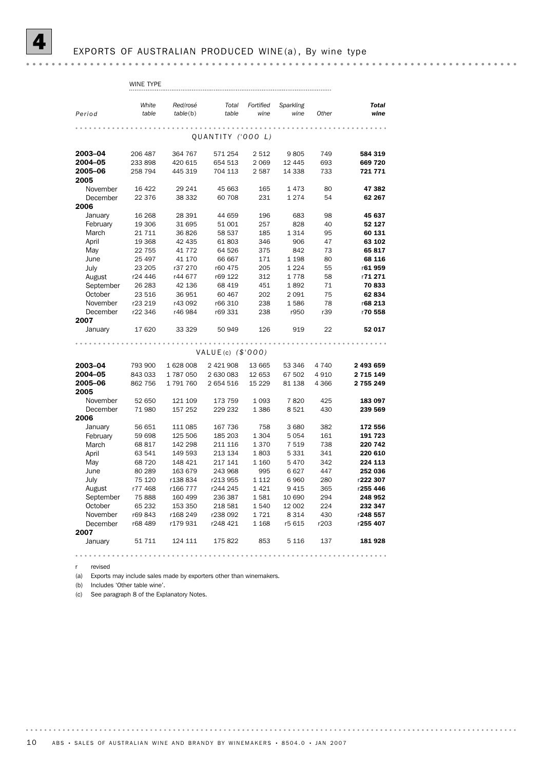# 4 EXPORTS OF AUSTRALIAN PRODUCED WINE(a), By wine type

| Period | White table | Red/rosé table(b) | Total table | Fortified wine | Sparkling wine | Other | Total wine |
|---|---|---|---|---|---|---|---|
| | **QUANTITY ('000 L)** | | | | | | |
| **2003–04** | 206 487 | 364 767 | 571 254 | 2 512 | 9 805 | 749 | **584 319** |
| **2004–05** | 233 898 | 420 615 | 654 513 | 2 069 | 12 445 | 693 | **669 720** |
| **2005–06** | 258 794 | 445 319 | 704 113 | 2 587 | 14 338 | 733 | **721 771** |
| **2005** | | | | | | | |
| November | 16 422 | 29 241 | 45 663 | 165 | 1 473 | 80 | **47 382** |
| December | 22 376 | 38 332 | 60 708 | 231 | 1 274 | 54 | **62 267** |
| **2006** | | | | | | | |
| January | 16 268 | 28 391 | 44 659 | 196 | 683 | 98 | **45 637** |
| February | 19 306 | 31 695 | 51 001 | 257 | 828 | 40 | **52 127** |
| March | 21 711 | 36 826 | 58 537 | 185 | 1 314 | 95 | **60 131** |
| April | 19 368 | 42 435 | 61 803 | 346 | 906 | 47 | **63 102** |
| May | 22 755 | 41 772 | 64 526 | 375 | 842 | 73 | **65 817** |
| June | 25 497 | 41 170 | 66 667 | 171 | 1 198 | 80 | **68 116** |
| July | 23 205 | r37 270 | r60 475 | 205 | 1 224 | 55 | r**61 959** |
| August | r24 446 | r44 677 | r69 122 | 312 | 1 778 | 58 | r**71 271** |
| September | 26 283 | 42 136 | 68 419 | 451 | 1 892 | 71 | **70 833** |
| October | 23 516 | 36 951 | 60 467 | 202 | 2 091 | 75 | **62 834** |
| November | r23 219 | r43 092 | r66 310 | 238 | 1 586 | 78 | r**68 213** |
| December | r22 346 | r46 984 | r69 331 | 238 | r950 | r39 | r**70 558** |
| **2007** | | | | | | | |
| January | 17 620 | 33 329 | 50 949 | 126 | 919 | 22 | **52 017** |
| | **VALUE(c) ($'000)** | | | | | | |
| **2003–04** | 793 900 | 1 628 008 | 2 421 908 | 13 665 | 53 346 | 4 740 | **2 493 659** |
| **2004–05** | 843 033 | 1 787 050 | 2 630 083 | 12 653 | 67 502 | 4 910 | **2 715 149** |
| **2005–06** | 862 756 | 1 791 760 | 2 654 516 | 15 229 | 81 138 | 4 366 | **2 755 249** |
| **2005** | | | | | | | |
| November | 52 650 | 121 109 | 173 759 | 1 093 | 7 820 | 425 | **183 097** |
| December | 71 980 | 157 252 | 229 232 | 1 386 | 8 521 | 430 | **239 569** |
| **2006** | | | | | | | |
| January | 56 651 | 111 085 | 167 736 | 758 | 3 680 | 382 | **172 556** |
| February | 59 698 | 125 506 | 185 203 | 1 304 | 5 054 | 161 | **191 723** |
| March | 68 817 | 142 298 | 211 116 | 1 370 | 7 519 | 738 | **220 742** |
| April | 63 541 | 149 593 | 213 134 | 1 803 | 5 331 | 341 | **220 610** |
| May | 68 720 | 148 421 | 217 141 | 1 160 | 5 470 | 342 | **224 113** |
| June | 80 289 | 163 679 | 243 968 | 995 | 6 627 | 447 | **252 036** |
| July | 75 120 | r138 834 | r213 955 | 1 112 | 6 960 | 280 | r**222 307** |
| August | r77 468 | r166 777 | r244 245 | 1 421 | 9 415 | 365 | r**255 446** |
| September | 75 888 | 160 499 | 236 387 | 1 581 | 10 690 | 294 | **248 952** |
| October | 65 232 | 153 350 | 218 581 | 1 540 | 12 002 | 224 | **232 347** |
| November | r69 843 | r168 249 | r238 092 | 1 721 | 8 314 | 430 | r**248 557** |
| December | r68 489 | r179 931 | r248 421 | 1 168 | r5 615 | r203 | r**255 407** |
| **2007** | | | | | | | |
| January | 51 711 | 124 111 | 175 822 | 853 | 5 116 | 137 | **181 928** |

r revised

(a) Exports may include sales made by exporters other than winemakers.

(b) Includes 'Other table wine'.

(c) See paragraph 8 of the Explanatory Notes.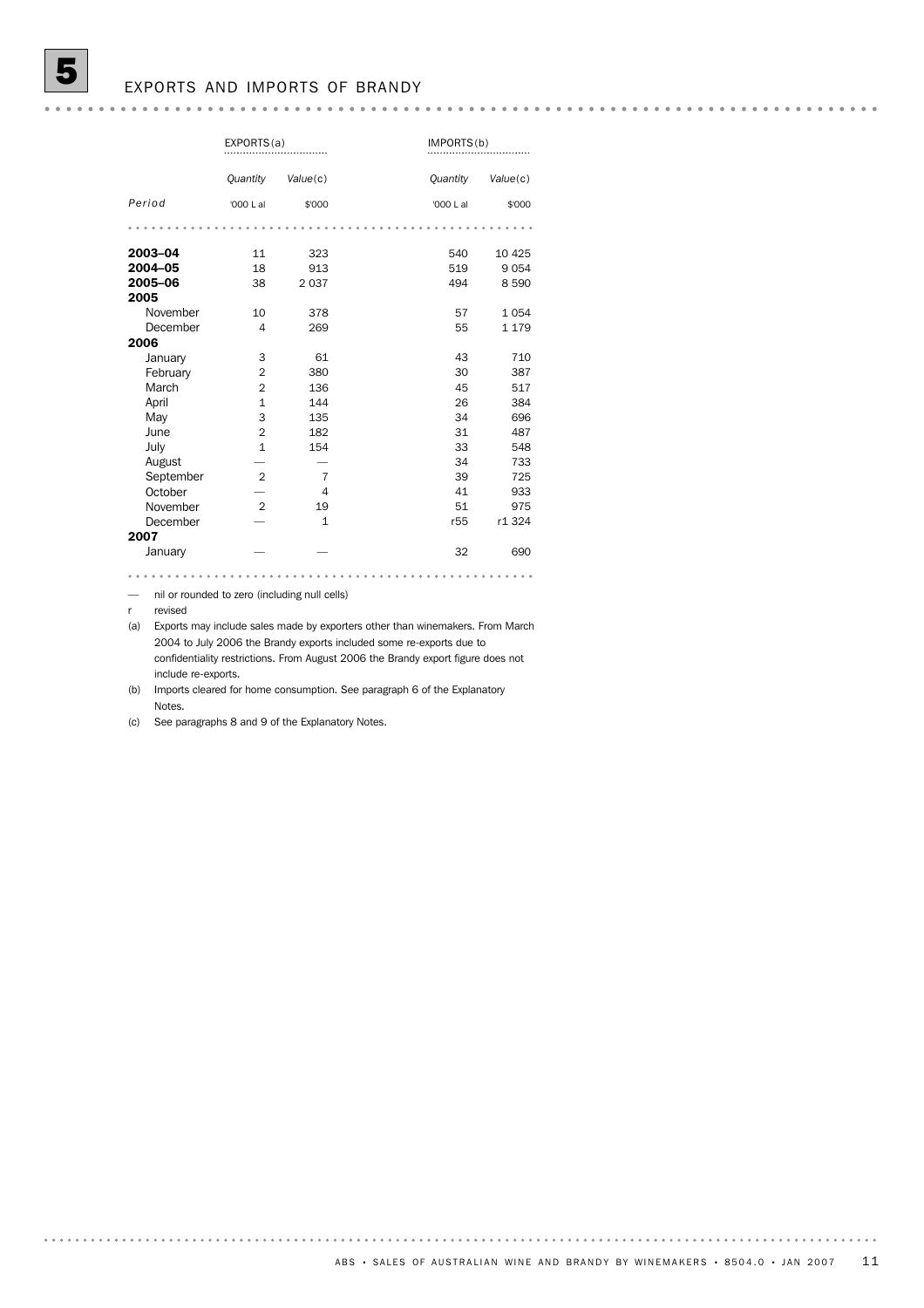# 5 EXPORTS AND IMPORTS OF BRANDY

| Period | EXPORTS(a) | | IMPORTS(b) | |
|---|---|---|---|---|
| | *Quantity* | *Value*(c) | *Quantity* | *Value*(c) |
| | '000 L al | $'000 | '000 L al | $'000 |
| **2003–04** | 11 | 323 | 540 | 10 425 |
| **2004–05** | 18 | 913 | 519 | 9 054 |
| **2005–06** | 38 | 2 037 | 494 | 8 590 |
| **2005** | | | | |
| November | 10 | 378 | 57 | 1 054 |
| December | 4 | 269 | 55 | 1 179 |
| **2006** | | | | |
| January | 3 | 61 | 43 | 710 |
| February | 2 | 380 | 30 | 387 |
| March | 2 | 136 | 45 | 517 |
| April | 1 | 144 | 26 | 384 |
| May | 3 | 135 | 34 | 696 |
| June | 2 | 182 | 31 | 487 |
| July | 1 | 154 | 33 | 548 |
| August | — | — | 34 | 733 |
| September | 2 | 7 | 39 | 725 |
| October | — | 4 | 41 | 933 |
| November | 2 | 19 | 51 | 975 |
| December | — | 1 | r55 | r1 324 |
| **2007** | | | | |
| January | — | — | 32 | 690 |

— nil or rounded to zero (including null cells)

r revised

(a) Exports may include sales made by exporters other than winemakers. From March 2004 to July 2006 the Brandy exports included some re-exports due to confidentiality restrictions. From August 2006 the Brandy export figure does not include re-exports.

(b) Imports cleared for home consumption. See paragraph 6 of the Explanatory Notes.

(c) See paragraphs 8 and 9 of the Explanatory Notes.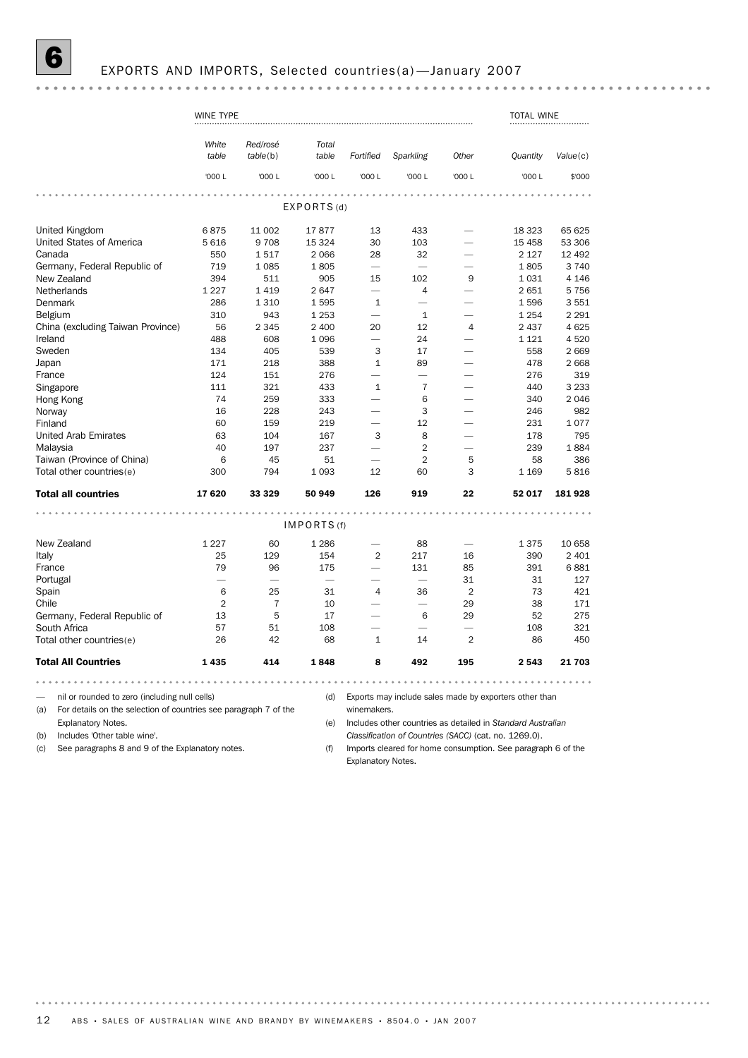# 6 EXPORTS AND IMPORTS, Selected countries(a)—January 2007

| | WINE TYPE | | | | | | TOTAL WINE | |
|---|---|---|---|---|---|---|---|---|
| | *White table* | *Red/rosé table*(b) | *Total table* | *Fortified* | *Sparkling* | *Other* | *Quantity* | *Value*(c) |
| | '000 L | '000 L | '000 L | '000 L | '000 L | '000 L | '000 L | $'000 |
| | | | EXPORTS(d) | | | | | |
| United Kingdom | 6 875 | 11 002 | 17 877 | 13 | 433 | — | 18 323 | 65 625 |
| United States of America | 5 616 | 9 708 | 15 324 | 30 | 103 | — | 15 458 | 53 306 |
| Canada | 550 | 1 517 | 2 066 | 28 | 32 | — | 2 127 | 12 492 |
| Germany, Federal Republic of | 719 | 1 085 | 1 805 | — | — | — | 1 805 | 3 740 |
| New Zealand | 394 | 511 | 905 | 15 | 102 | 9 | 1 031 | 4 146 |
| Netherlands | 1 227 | 1 419 | 2 647 | — | 4 | — | 2 651 | 5 756 |
| Denmark | 286 | 1 310 | 1 595 | 1 | — | — | 1 596 | 3 551 |
| Belgium | 310 | 943 | 1 253 | — | 1 | — | 1 254 | 2 291 |
| China (excluding Taiwan Province) | 56 | 2 345 | 2 400 | 20 | 12 | 4 | 2 437 | 4 625 |
| Ireland | 488 | 608 | 1 096 | — | 24 | — | 1 121 | 4 520 |
| Sweden | 134 | 405 | 539 | 3 | 17 | — | 558 | 2 669 |
| Japan | 171 | 218 | 388 | 1 | 89 | — | 478 | 2 668 |
| France | 124 | 151 | 276 | — | — | — | 276 | 319 |
| Singapore | 111 | 321 | 433 | 1 | 7 | — | 440 | 3 233 |
| Hong Kong | 74 | 259 | 333 | — | 6 | — | 340 | 2 046 |
| Norway | 16 | 228 | 243 | — | 3 | — | 246 | 982 |
| Finland | 60 | 159 | 219 | — | 12 | — | 231 | 1 077 |
| United Arab Emirates | 63 | 104 | 167 | 3 | 8 | — | 178 | 795 |
| Malaysia | 40 | 197 | 237 | — | 2 | — | 239 | 1 884 |
| Taiwan (Province of China) | 6 | 45 | 51 | — | 2 | 5 | 58 | 386 |
| Total other countries(e) | 300 | 794 | 1 093 | 12 | 60 | 3 | 1 169 | 5 816 |
| **Total all countries** | **17 620** | **33 329** | **50 949** | **126** | **919** | **22** | **52 017** | **181 928** |
| | | | IMPORTS(f) | | | | | |
| New Zealand | 1 227 | 60 | 1 286 | — | 88 | — | 1 375 | 10 658 |
| Italy | 25 | 129 | 154 | 2 | 217 | 16 | 390 | 2 401 |
| France | 79 | 96 | 175 | — | 131 | 85 | 391 | 6 881 |
| Portugal | — | — | — | — | — | 31 | 31 | 127 |
| Spain | 6 | 25 | 31 | 4 | 36 | 2 | 73 | 421 |
| Chile | 2 | 7 | 10 | — | — | 29 | 38 | 171 |
| Germany, Federal Republic of | 13 | 5 | 17 | — | 6 | 29 | 52 | 275 |
| South Africa | 57 | 51 | 108 | — | — | — | 108 | 321 |
| Total other countries(e) | 26 | 42 | 68 | 1 | 14 | 2 | 86 | 450 |
| **Total All Countries** | **1 435** | **414** | **1 848** | **8** | **492** | **195** | **2 543** | **21 703** |

— nil or rounded to zero (including null cells)
(a) For details on the selection of countries see paragraph 7 of the Explanatory Notes.
(b) Includes 'Other table wine'.
(c) See paragraphs 8 and 9 of the Explanatory notes.
(d) Exports may include sales made by exporters other than winemakers.
(e) Includes other countries as detailed in *Standard Australian Classification of Countries (SACC)* (cat. no. 1269.0).
(f) Imports cleared for home consumption. See paragraph 6 of the Explanatory Notes.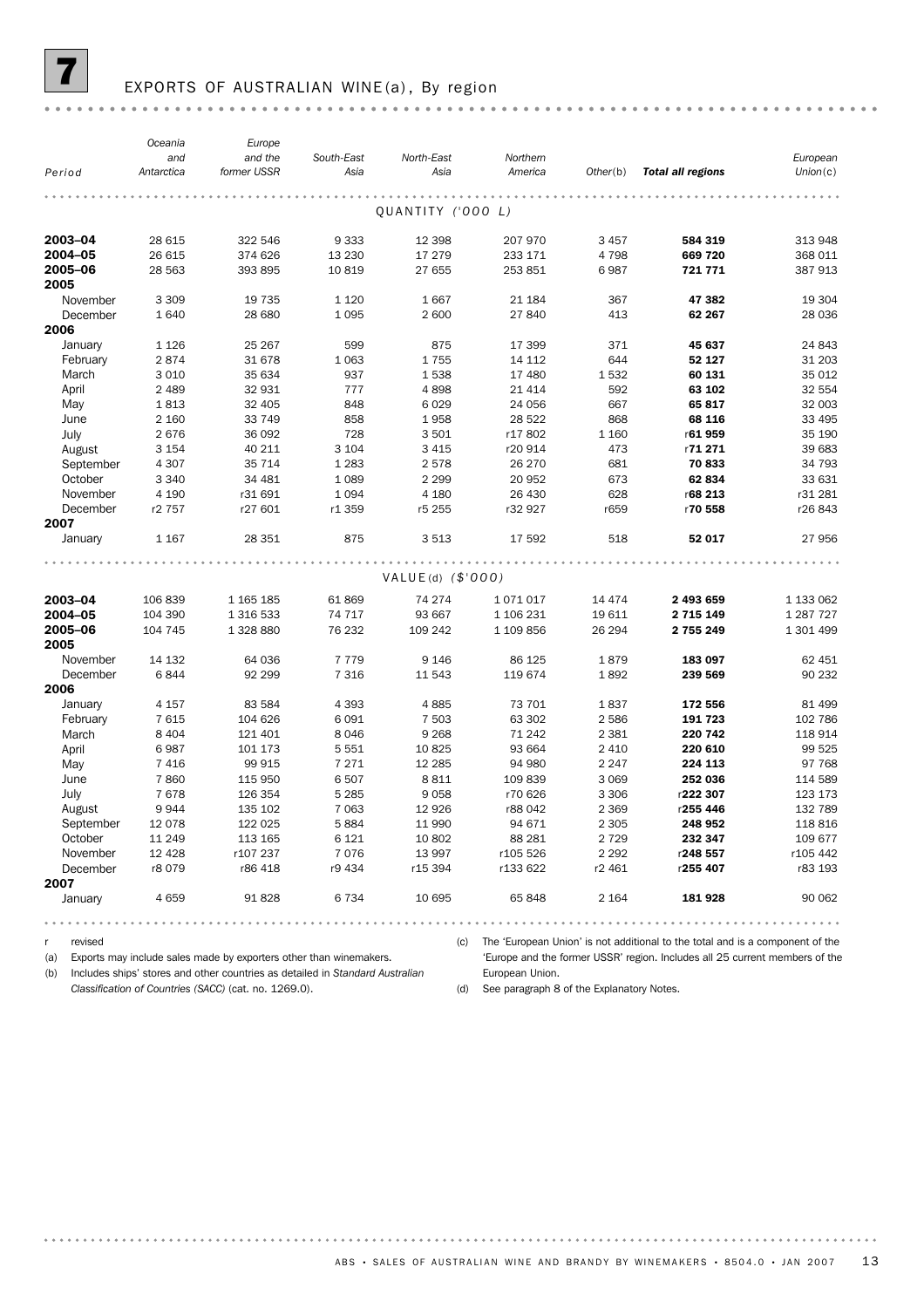# 7 EXPORTS OF AUSTRALIAN WINE(a), By region

| Period | Oceania and Antarctica | Europe and the former USSR | South-East Asia | North-East Asia | Northern America | Other(b) | **Total all regions** | European Union(c) |
|---|---|---|---|---|---|---|---|---|
| | | | | QUANTITY ('000 L) | | | | |
| **2003–04** | 28 615 | 322 546 | 9 333 | 12 398 | 207 970 | 3 457 | **584 319** | 313 948 |
| **2004–05** | 26 615 | 374 626 | 13 230 | 17 279 | 233 171 | 4 798 | **669 720** | 368 011 |
| **2005–06** | 28 563 | 393 895 | 10 819 | 27 655 | 253 851 | 6 987 | **721 771** | 387 913 |
| **2005** | | | | | | | | |
| November | 3 309 | 19 735 | 1 120 | 1 667 | 21 184 | 367 | **47 382** | 19 304 |
| December | 1 640 | 28 680 | 1 095 | 2 600 | 27 840 | 413 | **62 267** | 28 036 |
| **2006** | | | | | | | | |
| January | 1 126 | 25 267 | 599 | 875 | 17 399 | 371 | **45 637** | 24 843 |
| February | 2 874 | 31 678 | 1 063 | 1 755 | 14 112 | 644 | **52 127** | 31 203 |
| March | 3 010 | 35 634 | 937 | 1 538 | 17 480 | 1 532 | **60 131** | 35 012 |
| April | 2 489 | 32 931 | 777 | 4 898 | 21 414 | 592 | **63 102** | 32 554 |
| May | 1 813 | 32 405 | 848 | 6 029 | 24 056 | 667 | **65 817** | 32 003 |
| June | 2 160 | 33 749 | 858 | 1 958 | 28 522 | 868 | **68 116** | 33 495 |
| July | 2 676 | 36 092 | 728 | 3 501 | r17 802 | 1 160 | r**61 959** | 35 190 |
| August | 3 154 | 40 211 | 3 104 | 3 415 | r20 914 | 473 | r**71 271** | 39 683 |
| September | 4 307 | 35 714 | 1 283 | 2 578 | 26 270 | 681 | **70 833** | 34 793 |
| October | 3 340 | 34 481 | 1 089 | 2 299 | 20 952 | 673 | **62 834** | 33 631 |
| November | 4 190 | r31 691 | 1 094 | 4 180 | 26 430 | 628 | r**68 213** | r31 281 |
| December | r2 757 | r27 601 | r1 359 | r5 255 | r32 927 | r659 | r**70 558** | r26 843 |
| **2007** | | | | | | | | |
| January | 1 167 | 28 351 | 875 | 3 513 | 17 592 | 518 | **52 017** | 27 956 |
| | | | | VALUE(d) ($'000) | | | | |
| **2003–04** | 106 839 | 1 165 185 | 61 869 | 74 274 | 1 071 017 | 14 474 | **2 493 659** | 1 133 062 |
| **2004–05** | 104 390 | 1 316 533 | 74 717 | 93 667 | 1 106 231 | 19 611 | **2 715 149** | 1 287 727 |
| **2005–06** | 104 745 | 1 328 880 | 76 232 | 109 242 | 1 109 856 | 26 294 | **2 755 249** | 1 301 499 |
| **2005** | | | | | | | | |
| November | 14 132 | 64 036 | 7 779 | 9 146 | 86 125 | 1 879 | **183 097** | 62 451 |
| December | 6 844 | 92 299 | 7 316 | 11 543 | 119 674 | 1 892 | **239 569** | 90 232 |
| **2006** | | | | | | | | |
| January | 4 157 | 83 584 | 4 393 | 4 885 | 73 701 | 1 837 | **172 556** | 81 499 |
| February | 7 615 | 104 626 | 6 091 | 7 503 | 63 302 | 2 586 | **191 723** | 102 786 |
| March | 8 404 | 121 401 | 8 046 | 9 268 | 71 242 | 2 381 | **220 742** | 118 914 |
| April | 6 987 | 101 173 | 5 551 | 10 825 | 93 664 | 2 410 | **220 610** | 99 525 |
| May | 7 416 | 99 915 | 7 271 | 12 285 | 94 980 | 2 247 | **224 113** | 97 768 |
| June | 7 860 | 115 950 | 6 507 | 8 811 | 109 839 | 3 069 | **252 036** | 114 589 |
| July | 7 678 | 126 354 | 5 285 | 9 058 | r70 626 | 3 306 | r**222 307** | 123 173 |
| August | 9 944 | 135 102 | 7 063 | 12 926 | r88 042 | 2 369 | r**255 446** | 132 789 |
| September | 12 078 | 122 025 | 5 884 | 11 990 | 94 671 | 2 305 | **248 952** | 118 816 |
| October | 11 249 | 113 165 | 6 121 | 10 802 | 88 281 | 2 729 | **232 347** | 109 677 |
| November | 12 428 | r107 237 | 7 076 | 13 997 | r105 526 | 2 292 | r**248 557** | r105 442 |
| December | r8 079 | r86 418 | r9 434 | r15 394 | r133 622 | r2 461 | r**255 407** | r83 193 |
| **2007** | | | | | | | | |
| January | 4 659 | 91 828 | 6 734 | 10 695 | 65 848 | 2 164 | **181 928** | 90 062 |

r revised

(a) Exports may include sales made by exporters other than winemakers.

(b) Includes ships' stores and other countries as detailed in *Standard Australian Classification of Countries (SACC)* (cat. no. 1269.0).

(c) The 'European Union' is not additional to the total and is a component of the 'Europe and the former USSR' region. Includes all 25 current members of the European Union.

(d) See paragraph 8 of the Explanatory Notes.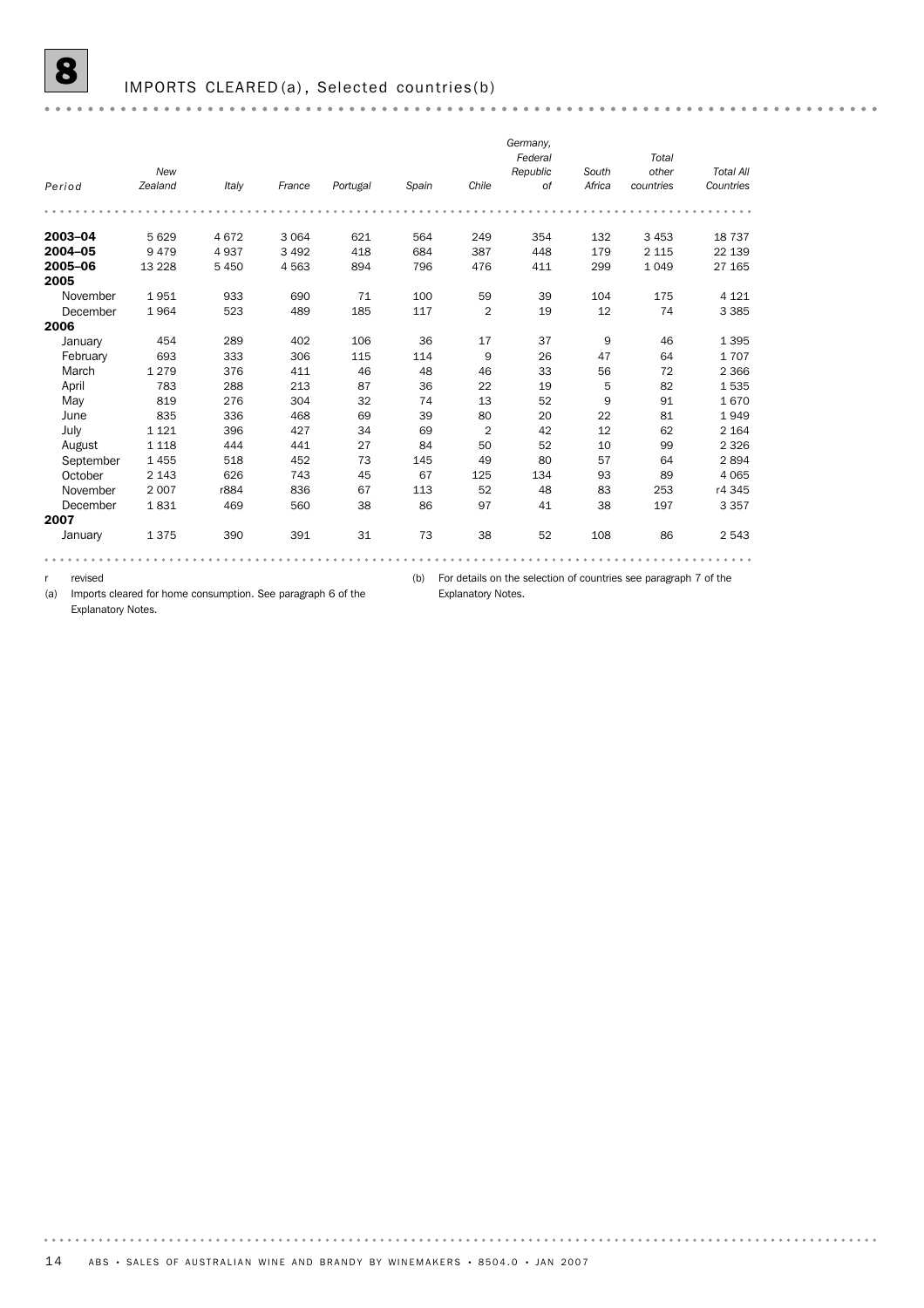## 8 IMPORTS CLEARED (a), Selected countries (b)

| Period | New Zealand | Italy | France | Portugal | Spain | Chile | Germany, Federal Republic of | South Africa | Total other countries | Total All Countries |
|---|---|---|---|---|---|---|---|---|---|---|
| **2003–04** | 5 629 | 4 672 | 3 064 | 621 | 564 | 249 | 354 | 132 | 3 453 | 18 737 |
| **2004–05** | 9 479 | 4 937 | 3 492 | 418 | 684 | 387 | 448 | 179 | 2 115 | 22 139 |
| **2005–06** | 13 228 | 5 450 | 4 563 | 894 | 796 | 476 | 411 | 299 | 1 049 | 27 165 |
| **2005** | | | | | | | | | | |
| November | 1 951 | 933 | 690 | 71 | 100 | 59 | 39 | 104 | 175 | 4 121 |
| December | 1 964 | 523 | 489 | 185 | 117 | 2 | 19 | 12 | 74 | 3 385 |
| **2006** | | | | | | | | | | |
| January | 454 | 289 | 402 | 106 | 36 | 17 | 37 | 9 | 46 | 1 395 |
| February | 693 | 333 | 306 | 115 | 114 | 9 | 26 | 47 | 64 | 1 707 |
| March | 1 279 | 376 | 411 | 46 | 48 | 46 | 33 | 56 | 72 | 2 366 |
| April | 783 | 288 | 213 | 87 | 36 | 22 | 19 | 5 | 82 | 1 535 |
| May | 819 | 276 | 304 | 32 | 74 | 13 | 52 | 9 | 91 | 1 670 |
| June | 835 | 336 | 468 | 69 | 39 | 80 | 20 | 22 | 81 | 1 949 |
| July | 1 121 | 396 | 427 | 34 | 69 | 2 | 42 | 12 | 62 | 2 164 |
| August | 1 118 | 444 | 441 | 27 | 84 | 50 | 52 | 10 | 99 | 2 326 |
| September | 1 455 | 518 | 452 | 73 | 145 | 49 | 80 | 57 | 64 | 2 894 |
| October | 2 143 | 626 | 743 | 45 | 67 | 125 | 134 | 93 | 89 | 4 065 |
| November | 2 007 | r884 | 836 | 67 | 113 | 52 | 48 | 83 | 253 | r4 345 |
| December | 1 831 | 469 | 560 | 38 | 86 | 97 | 41 | 38 | 197 | 3 357 |
| **2007** | | | | | | | | | | |
| January | 1 375 | 390 | 391 | 31 | 73 | 38 | 52 | 108 | 86 | 2 543 |

r revised

(a) Imports cleared for home consumption. See paragraph 6 of the Explanatory Notes.

(b) For details on the selection of countries see paragraph 7 of the Explanatory Notes.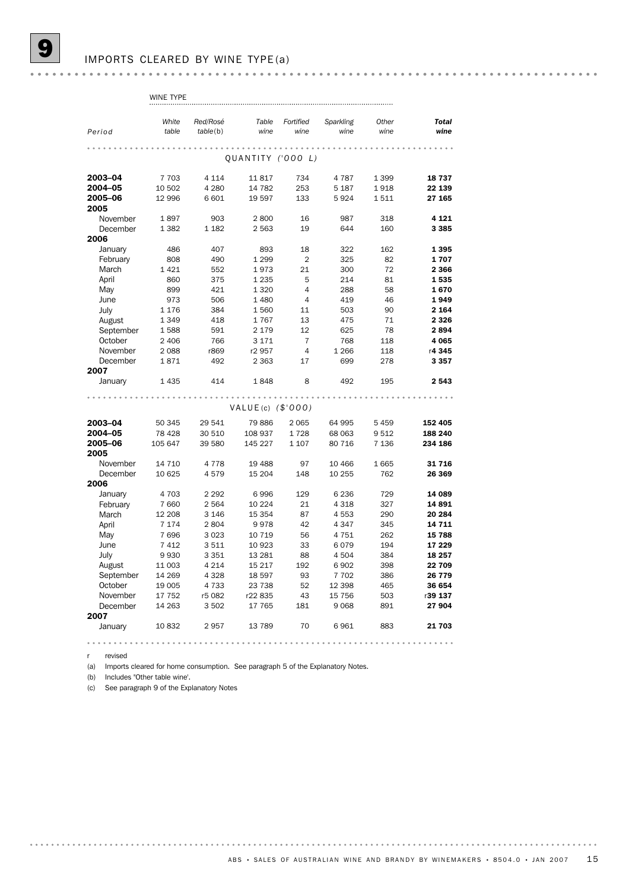# 9 IMPORTS CLEARED BY WINE TYPE(a)

| Period | WINE TYPE | | | | | | |
|---|---|---|---|---|---|---|---|
| | *White table* | *Red/Rosé table(b)* | *Table wine* | *Fortified wine* | *Sparkling wine* | *Other wine* | ***Total wine*** |
| | | | QUANTITY ('000 L) | | | | |
| **2003–04** | 7 703 | 4 114 | 11 817 | 734 | 4 787 | 1 399 | **18 737** |
| **2004–05** | 10 502 | 4 280 | 14 782 | 253 | 5 187 | 1 918 | **22 139** |
| **2005–06** | 12 996 | 6 601 | 19 597 | 133 | 5 924 | 1 511 | **27 165** |
| **2005** | | | | | | | |
| November | 1 897 | 903 | 2 800 | 16 | 987 | 318 | **4 121** |
| December | 1 382 | 1 182 | 2 563 | 19 | 644 | 160 | **3 385** |
| **2006** | | | | | | | |
| January | 486 | 407 | 893 | 18 | 322 | 162 | **1 395** |
| February | 808 | 490 | 1 299 | 2 | 325 | 82 | **1 707** |
| March | 1 421 | 552 | 1 973 | 21 | 300 | 72 | **2 366** |
| April | 860 | 375 | 1 235 | 5 | 214 | 81 | **1 535** |
| May | 899 | 421 | 1 320 | 4 | 288 | 58 | **1 670** |
| June | 973 | 506 | 1 480 | 4 | 419 | 46 | **1 949** |
| July | 1 176 | 384 | 1 560 | 11 | 503 | 90 | **2 164** |
| August | 1 349 | 418 | 1 767 | 13 | 475 | 71 | **2 326** |
| September | 1 588 | 591 | 2 179 | 12 | 625 | 78 | **2 894** |
| October | 2 406 | 766 | 3 171 | 7 | 768 | 118 | **4 065** |
| November | 2 088 | r869 | r2 957 | 4 | 1 266 | 118 | r**4 345** |
| December | 1 871 | 492 | 2 363 | 17 | 699 | 278 | **3 357** |
| **2007** | | | | | | | |
| January | 1 435 | 414 | 1 848 | 8 | 492 | 195 | **2 543** |
| | | | VALUE(c) ($'000) | | | | |
| **2003–04** | 50 345 | 29 541 | 79 886 | 2 065 | 64 995 | 5 459 | **152 405** |
| **2004–05** | 78 428 | 30 510 | 108 937 | 1 728 | 68 063 | 9 512 | **188 240** |
| **2005–06** | 105 647 | 39 580 | 145 227 | 1 107 | 80 716 | 7 136 | **234 186** |
| **2005** | | | | | | | |
| November | 14 710 | 4 778 | 19 488 | 97 | 10 466 | 1 665 | **31 716** |
| December | 10 625 | 4 579 | 15 204 | 148 | 10 255 | 762 | **26 369** |
| **2006** | | | | | | | |
| January | 4 703 | 2 292 | 6 996 | 129 | 6 236 | 729 | **14 089** |
| February | 7 660 | 2 564 | 10 224 | 21 | 4 318 | 327 | **14 891** |
| March | 12 208 | 3 146 | 15 354 | 87 | 4 553 | 290 | **20 284** |
| April | 7 174 | 2 804 | 9 978 | 42 | 4 347 | 345 | **14 711** |
| May | 7 696 | 3 023 | 10 719 | 56 | 4 751 | 262 | **15 788** |
| June | 7 412 | 3 511 | 10 923 | 33 | 6 079 | 194 | **17 229** |
| July | 9 930 | 3 351 | 13 281 | 88 | 4 504 | 384 | **18 257** |
| August | 11 003 | 4 214 | 15 217 | 192 | 6 902 | 398 | **22 709** |
| September | 14 269 | 4 328 | 18 597 | 93 | 7 702 | 386 | **26 779** |
| October | 19 005 | 4 733 | 23 738 | 52 | 12 398 | 465 | **36 654** |
| November | 17 752 | r5 082 | r22 835 | 43 | 15 756 | 503 | r**39 137** |
| December | 14 263 | 3 502 | 17 765 | 181 | 9 068 | 891 | **27 904** |
| **2007** | | | | | | | |
| January | 10 832 | 2 957 | 13 789 | 70 | 6 961 | 883 | **21 703** |

r revised

(a) Imports cleared for home consumption. See paragraph 5 of the Explanatory Notes.

(b) Includes 'Other table wine'.

(c) See paragraph 9 of the Explanatory Notes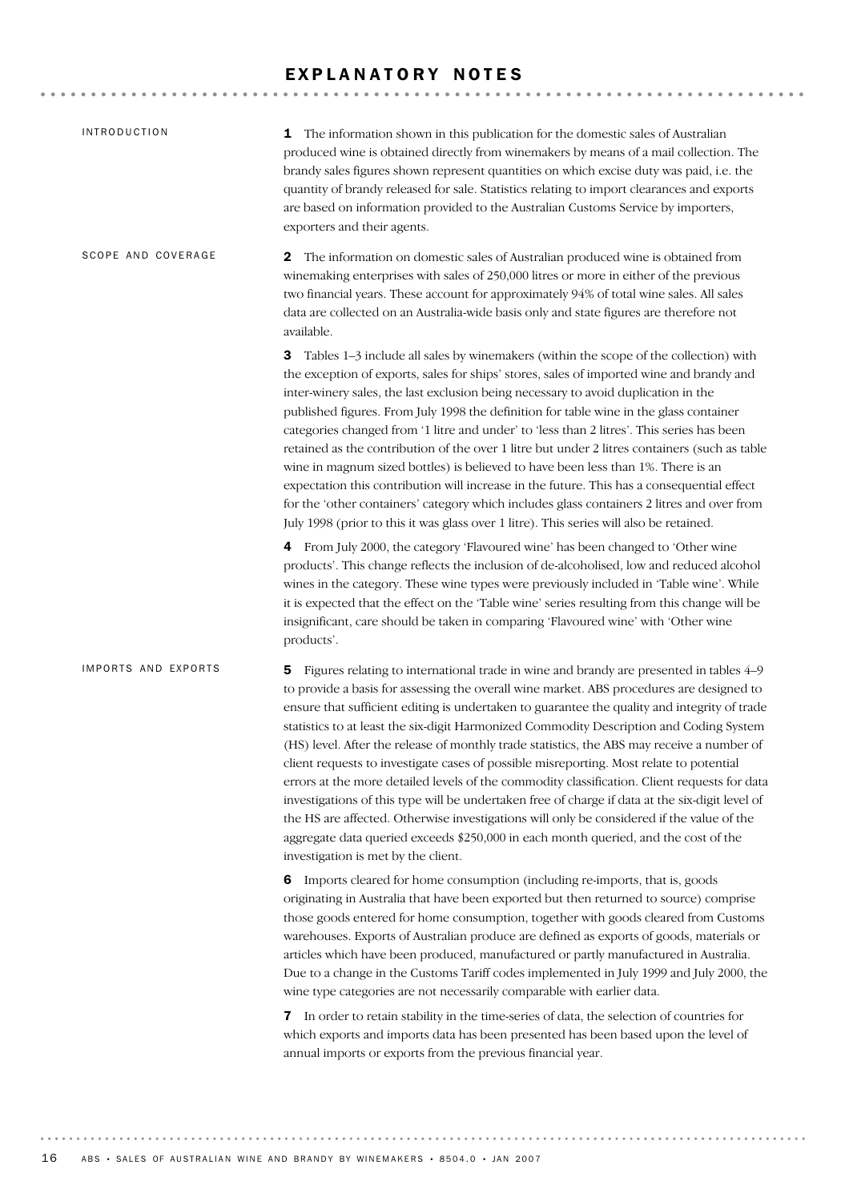# EXPLANATORY NOTES

## INTRODUCTION

**1** The information shown in this publication for the domestic sales of Australian produced wine is obtained directly from winemakers by means of a mail collection. The brandy sales figures shown represent quantities on which excise duty was paid, i.e. the quantity of brandy released for sale. Statistics relating to import clearances and exports are based on information provided to the Australian Customs Service by importers, exporters and their agents.

## SCOPE AND COVERAGE

**2** The information on domestic sales of Australian produced wine is obtained from winemaking enterprises with sales of 250,000 litres or more in either of the previous two financial years. These account for approximately 94% of total wine sales. All sales data are collected on an Australia-wide basis only and state figures are therefore not available.

**3** Tables 1–3 include all sales by winemakers (within the scope of the collection) with the exception of exports, sales for ships' stores, sales of imported wine and brandy and inter-winery sales, the last exclusion being necessary to avoid duplication in the published figures. From July 1998 the definition for table wine in the glass container categories changed from '1 litre and under' to 'less than 2 litres'. This series has been retained as the contribution of the over 1 litre but under 2 litres containers (such as table wine in magnum sized bottles) is believed to have been less than 1%. There is an expectation this contribution will increase in the future. This has a consequential effect for the 'other containers' category which includes glass containers 2 litres and over from July 1998 (prior to this it was glass over 1 litre). This series will also be retained.

**4** From July 2000, the category 'Flavoured wine' has been changed to 'Other wine products'. This change reflects the inclusion of de-alcoholised, low and reduced alcohol wines in the category. These wine types were previously included in 'Table wine'. While it is expected that the effect on the 'Table wine' series resulting from this change will be insignificant, care should be taken in comparing 'Flavoured wine' with 'Other wine products'.

## IMPORTS AND EXPORTS

**5** Figures relating to international trade in wine and brandy are presented in tables 4–9 to provide a basis for assessing the overall wine market. ABS procedures are designed to ensure that sufficient editing is undertaken to guarantee the quality and integrity of trade statistics to at least the six-digit Harmonized Commodity Description and Coding System (HS) level. After the release of monthly trade statistics, the ABS may receive a number of client requests to investigate cases of possible misreporting. Most relate to potential errors at the more detailed levels of the commodity classification. Client requests for data investigations of this type will be undertaken free of charge if data at the six-digit level of the HS are affected. Otherwise investigations will only be considered if the value of the aggregate data queried exceeds $250,000 in each month queried, and the cost of the investigation is met by the client.

**6** Imports cleared for home consumption (including re-imports, that is, goods originating in Australia that have been exported but then returned to source) comprise those goods entered for home consumption, together with goods cleared from Customs warehouses. Exports of Australian produce are defined as exports of goods, materials or articles which have been produced, manufactured or partly manufactured in Australia. Due to a change in the Customs Tariff codes implemented in July 1999 and July 2000, the wine type categories are not necessarily comparable with earlier data.

**7** In order to retain stability in the time-series of data, the selection of countries for which exports and imports data has been presented has been based upon the level of annual imports or exports from the previous financial year.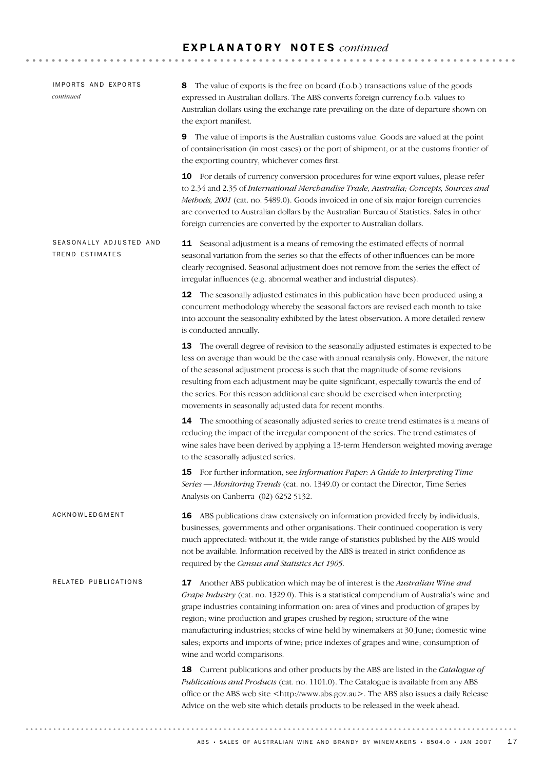# EXPLANATORY NOTES *continued*

### IMPORTS AND EXPORTS *continued*

**8** The value of exports is the free on board (f.o.b.) transactions value of the goods expressed in Australian dollars. The ABS converts foreign currency f.o.b. values to Australian dollars using the exchange rate prevailing on the date of departure shown on the export manifest.

**9** The value of imports is the Australian customs value. Goods are valued at the point of containerisation (in most cases) or the port of shipment, or at the customs frontier of the exporting country, whichever comes first.

**10** For details of currency conversion procedures for wine export values, please refer to 2.34 and 2.35 of *International Merchandise Trade, Australia; Concepts, Sources and Methods, 2001* (cat. no. 5489.0). Goods invoiced in one of six major foreign currencies are converted to Australian dollars by the Australian Bureau of Statistics. Sales in other foreign currencies are converted by the exporter to Australian dollars.

### SEASONALLY ADJUSTED AND TREND ESTIMATES

**11** Seasonal adjustment is a means of removing the estimated effects of normal seasonal variation from the series so that the effects of other influences can be more clearly recognised. Seasonal adjustment does not remove from the series the effect of irregular influences (e.g. abnormal weather and industrial disputes).

**12** The seasonally adjusted estimates in this publication have been produced using a concurrent methodology whereby the seasonal factors are revised each month to take into account the seasonality exhibited by the latest observation. A more detailed review is conducted annually.

**13** The overall degree of revision to the seasonally adjusted estimates is expected to be less on average than would be the case with annual reanalysis only. However, the nature of the seasonal adjustment process is such that the magnitude of some revisions resulting from each adjustment may be quite significant, especially towards the end of the series. For this reason additional care should be exercised when interpreting movements in seasonally adjusted data for recent months.

**14** The smoothing of seasonally adjusted series to create trend estimates is a means of reducing the impact of the irregular component of the series. The trend estimates of wine sales have been derived by applying a 13-term Henderson weighted moving average to the seasonally adjusted series.

**15** For further information, see *Information Paper: A Guide to Interpreting Time Series — Monitoring Trends* (cat. no. 1349.0) or contact the Director, Time Series Analysis on Canberra (02) 6252 5132.

### ACKNOWLEDGMENT

**16** ABS publications draw extensively on information provided freely by individuals, businesses, governments and other organisations. Their continued cooperation is very much appreciated: without it, the wide range of statistics published by the ABS would not be available. Information received by the ABS is treated in strict confidence as required by the *Census and Statistics Act 1905*.

### RELATED PUBLICATIONS

**17** Another ABS publication which may be of interest is the *Australian Wine and Grape Industry* (cat. no. 1329.0). This is a statistical compendium of Australia's wine and grape industries containing information on: area of vines and production of grapes by region; wine production and grapes crushed by region; structure of the wine manufacturing industries; stocks of wine held by winemakers at 30 June; domestic wine sales; exports and imports of wine; price indexes of grapes and wine; consumption of wine and world comparisons.

**18** Current publications and other products by the ABS are listed in the *Catalogue of Publications and Products* (cat. no. 1101.0). The Catalogue is available from any ABS office or the ABS web site <http://www.abs.gov.au>. The ABS also issues a daily Release Advice on the web site which details products to be released in the week ahead.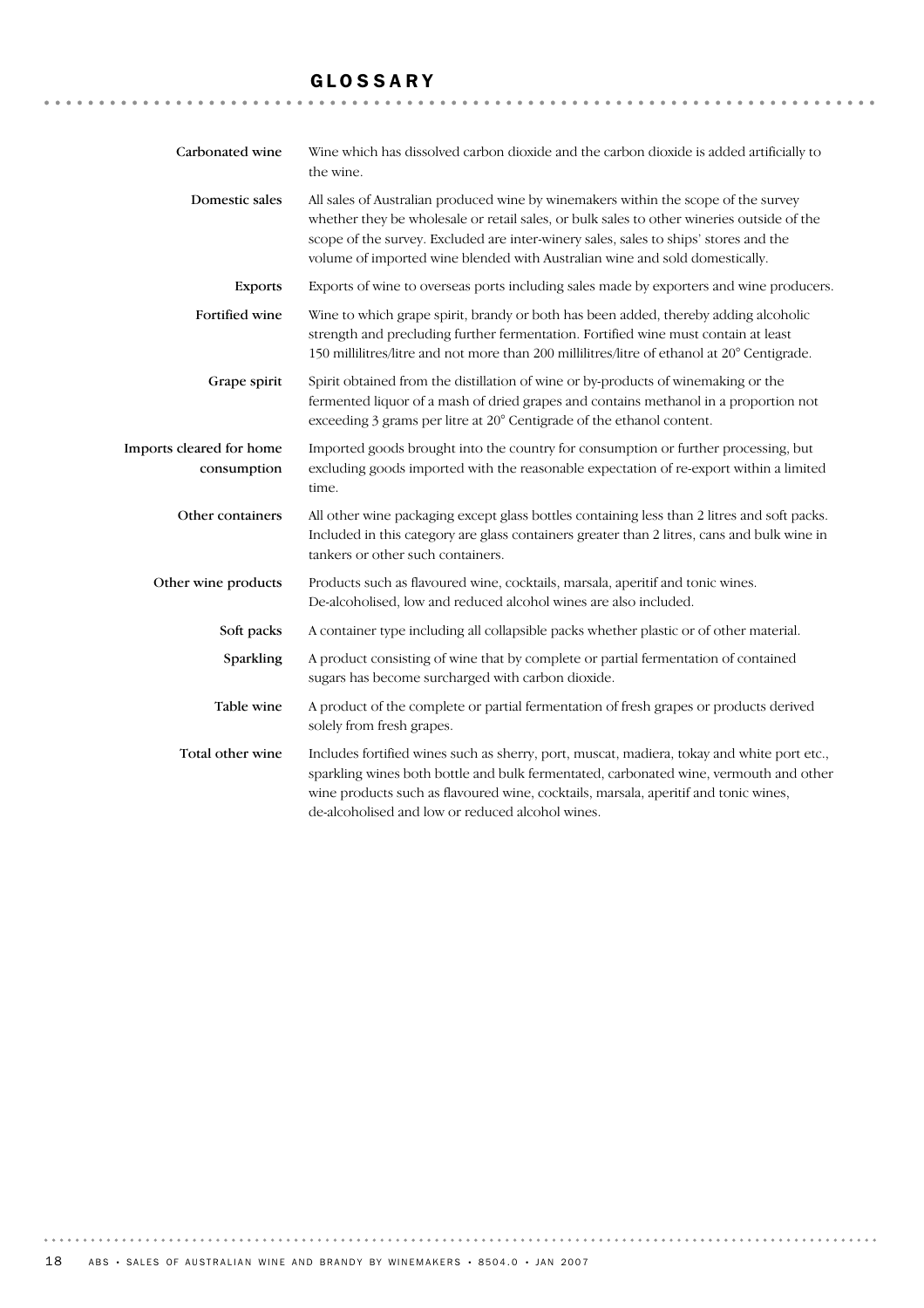# GLOSSARY

**Carbonated wine**
Wine which has dissolved carbon dioxide and the carbon dioxide is added artificially to the wine.

**Domestic sales**
All sales of Australian produced wine by winemakers within the scope of the survey whether they be wholesale or retail sales, or bulk sales to other wineries outside of the scope of the survey. Excluded are inter-winery sales, sales to ships' stores and the volume of imported wine blended with Australian wine and sold domestically.

**Exports**
Exports of wine to overseas ports including sales made by exporters and wine producers.

**Fortified wine**
Wine to which grape spirit, brandy or both has been added, thereby adding alcoholic strength and precluding further fermentation. Fortified wine must contain at least 150 millilitres/litre and not more than 200 millilitres/litre of ethanol at 20° Centigrade.

**Grape spirit**
Spirit obtained from the distillation of wine or by-products of winemaking or the fermented liquor of a mash of dried grapes and contains methanol in a proportion not exceeding 3 grams per litre at 20° Centigrade of the ethanol content.

**Imports cleared for home consumption**
Imported goods brought into the country for consumption or further processing, but excluding goods imported with the reasonable expectation of re-export within a limited time.

**Other containers**
All other wine packaging except glass bottles containing less than 2 litres and soft packs. Included in this category are glass containers greater than 2 litres, cans and bulk wine in tankers or other such containers.

**Other wine products**
Products such as flavoured wine, cocktails, marsala, aperitif and tonic wines. De-alcoholised, low and reduced alcohol wines are also included.

**Soft packs**
A container type including all collapsible packs whether plastic or of other material.

**Sparkling**
A product consisting of wine that by complete or partial fermentation of contained sugars has become surcharged with carbon dioxide.

**Table wine**
A product of the complete or partial fermentation of fresh grapes or products derived solely from fresh grapes.

**Total other wine**
Includes fortified wines such as sherry, port, muscat, madiera, tokay and white port etc., sparkling wines both bottle and bulk fermentated, carbonated wine, vermouth and other wine products such as flavoured wine, cocktails, marsala, aperitif and tonic wines, de-alcoholised and low or reduced alcohol wines.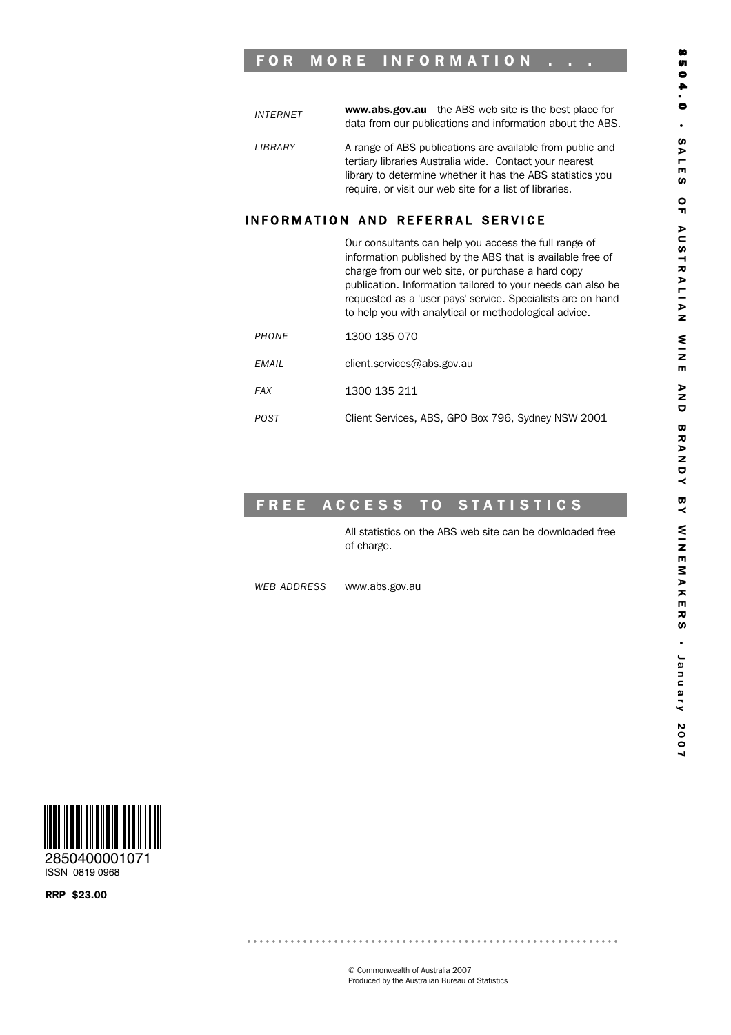## FOR MORE INFORMATION . . .

| | |
|---|---|
| *INTERNET* | **www.abs.gov.au** the ABS web site is the best place for data from our publications and information about the ABS. |
| *LIBRARY* | A range of ABS publications are available from public and tertiary libraries Australia wide. Contact your nearest library to determine whether it has the ABS statistics you require, or visit our web site for a list of libraries. |

### INFORMATION AND REFERRAL SERVICE

Our consultants can help you access the full range of information published by the ABS that is available free of charge from our web site, or purchase a hard copy publication. Information tailored to your needs can also be requested as a 'user pays' service. Specialists are on hand to help you with analytical or methodological advice.

| | |
|---|---|
| *PHONE* | 1300 135 070 |
| *EMAIL* | client.services@abs.gov.au |
| *FAX* | 1300 135 211 |
| *POST* | Client Services, ABS, GPO Box 796, Sydney NSW 2001 |

## FREE ACCESS TO STATISTICS

All statistics on the ABS web site can be downloaded free of charge.

| | |
|---|---|
| *WEB ADDRESS* | www.abs.gov.au |

2850400001071
ISSN 0819 0968

**RRP $23.00**

© Commonwealth of Australia 2007
Produced by the Australian Bureau of Statistics